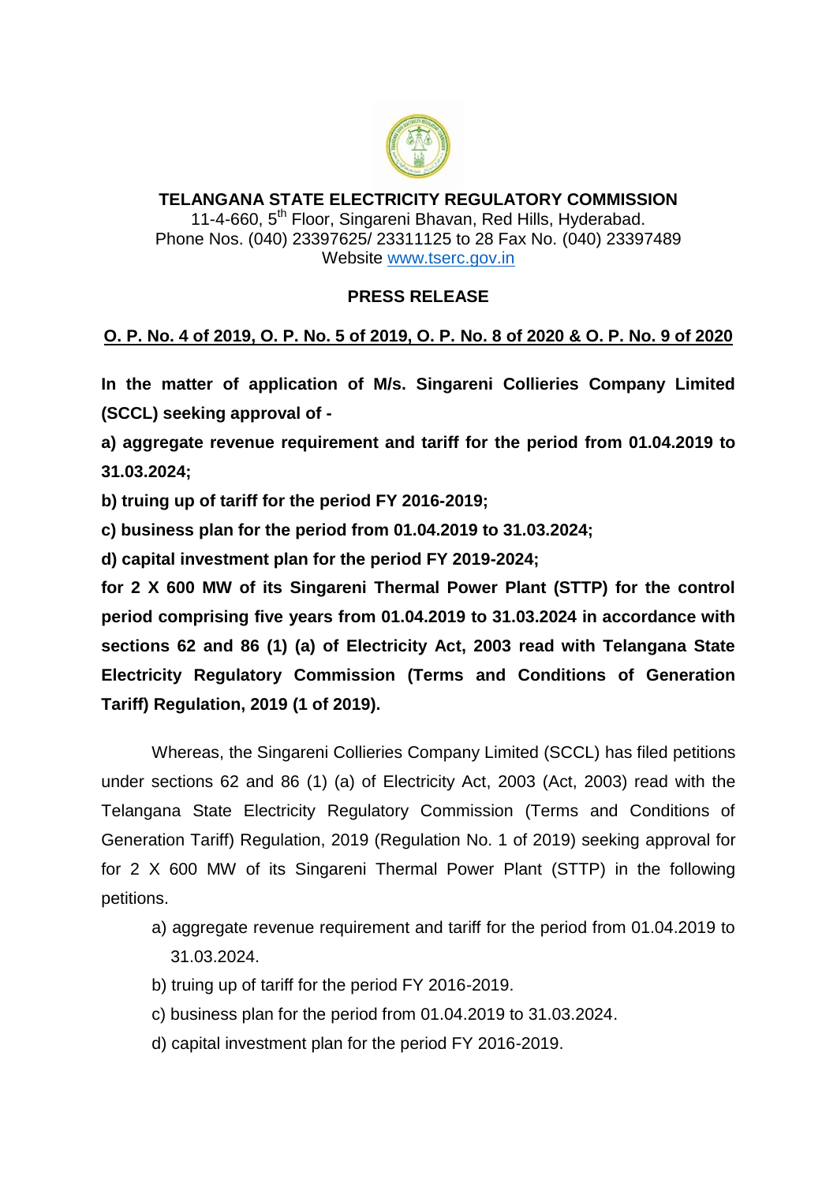# TELANGANA STATE ELECTRICITY REGULATORY COMMISSION

11-4-660, 5th Floor, Singareni Bhavan, Red Hills, Hyderabad.
Phone Nos. (040) 23397625/ 23311125 to 28 Fax No. (040) 23397489
Website www.tserc.gov.in

## PRESS RELEASE

**O. P. No. 4 of 2019, O. P. No. 5 of 2019, O. P. No. 8 of 2020 & O. P. No. 9 of 2020**

**In the matter of application of M/s. Singareni Collieries Company Limited (SCCL) seeking approval of -**

**a) aggregate revenue requirement and tariff for the period from 01.04.2019 to 31.03.2024;**

**b) truing up of tariff for the period FY 2016-2019;**

**c) business plan for the period from 01.04.2019 to 31.03.2024;**

**d) capital investment plan for the period FY 2019-2024;**

**for 2 X 600 MW of its Singareni Thermal Power Plant (STTP) for the control period comprising five years from 01.04.2019 to 31.03.2024 in accordance with sections 62 and 86 (1) (a) of Electricity Act, 2003 read with Telangana State Electricity Regulatory Commission (Terms and Conditions of Generation Tariff) Regulation, 2019 (1 of 2019).**

Whereas, the Singareni Collieries Company Limited (SCCL) has filed petitions under sections 62 and 86 (1) (a) of Electricity Act, 2003 (Act, 2003) read with the Telangana State Electricity Regulatory Commission (Terms and Conditions of Generation Tariff) Regulation, 2019 (Regulation No. 1 of 2019) seeking approval for for 2 X 600 MW of its Singareni Thermal Power Plant (STTP) in the following petitions.

a) aggregate revenue requirement and tariff for the period from 01.04.2019 to 31.03.2024.

b) truing up of tariff for the period FY 2016-2019.

c) business plan for the period from 01.04.2019 to 31.03.2024.

d) capital investment plan for the period FY 2016-2019.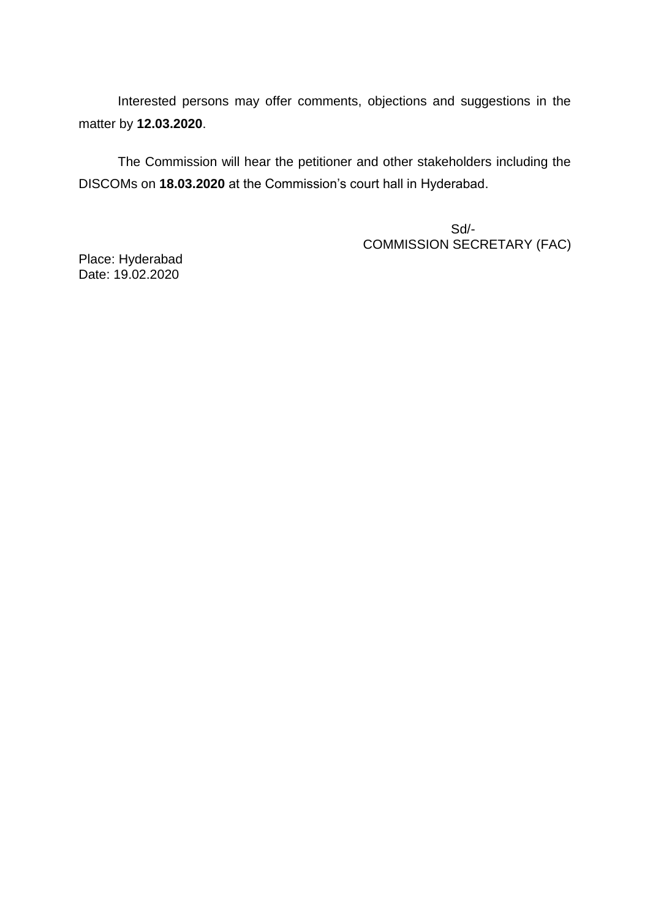Interested persons may offer comments, objections and suggestions in the matter by **12.03.2020**.

The Commission will hear the petitioner and other stakeholders including the DISCOMs on **18.03.2020** at the Commission's court hall in Hyderabad.

Sd/-
COMMISSION SECRETARY (FAC)

Place: Hyderabad
Date: 19.02.2020